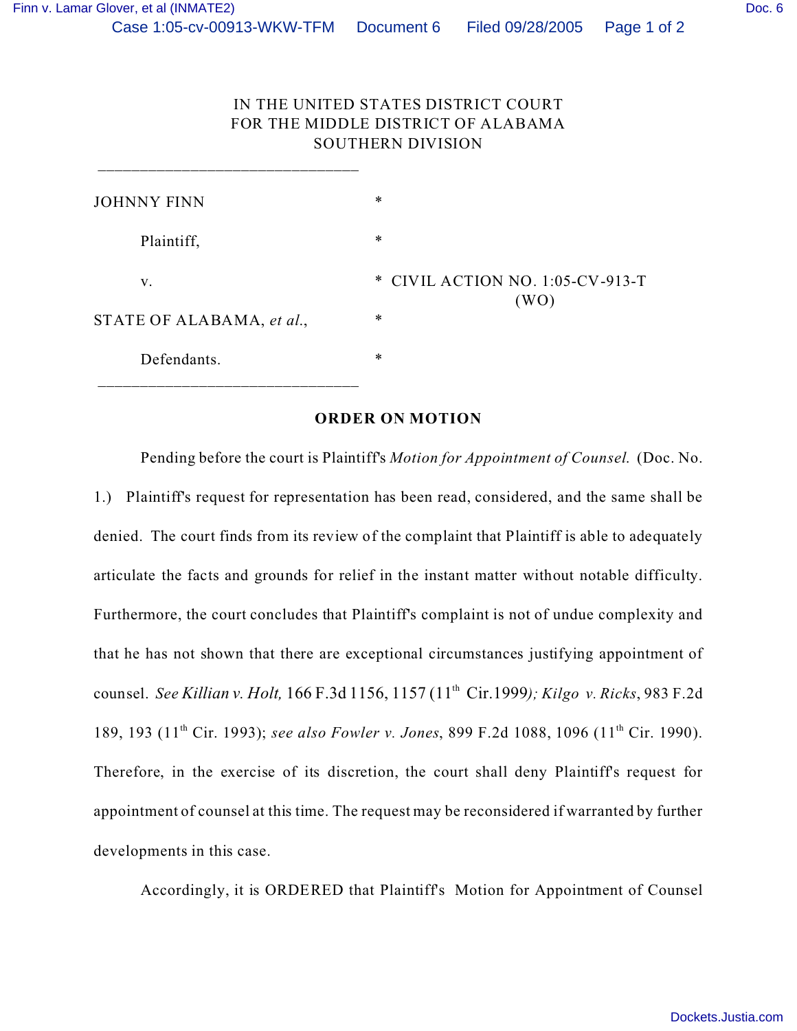IN THE UNITED STATES DISTRICT COURT
FOR THE MIDDLE DISTRICT OF ALABAMA
SOUTHERN DIVISION

_______________________________

JOHNNY FINN *

Plaintiff, *

v. * CIVIL ACTION NO. 1:05-CV-913-T
(WO)

STATE OF ALABAMA, *et al.*, *

Defendants. *

_______________________________

**ORDER ON MOTION**

Pending before the court is Plaintiff's *Motion for Appointment of Counsel.* (Doc. No. 1.) Plaintiff's request for representation has been read, considered, and the same shall be denied. The court finds from its review of the complaint that Plaintiff is able to adequately articulate the facts and grounds for relief in the instant matter without notable difficulty. Furthermore, the court concludes that Plaintiff's complaint is not of undue complexity and that he has not shown that there are exceptional circumstances justifying appointment of counsel. *See Killian v. Holt,* 166 F.3d 1156, 1157 (11th Cir.1999*); Kilgo v. Ricks*, 983 F.2d 189, 193 (11th Cir. 1993); *see also Fowler v. Jones*, 899 F.2d 1088, 1096 (11th Cir. 1990). Therefore, in the exercise of its discretion, the court shall deny Plaintiff's request for appointment of counsel at this time. The request may be reconsidered if warranted by further developments in this case.

Accordingly, it is ORDERED that Plaintiff's Motion for Appointment of Counsel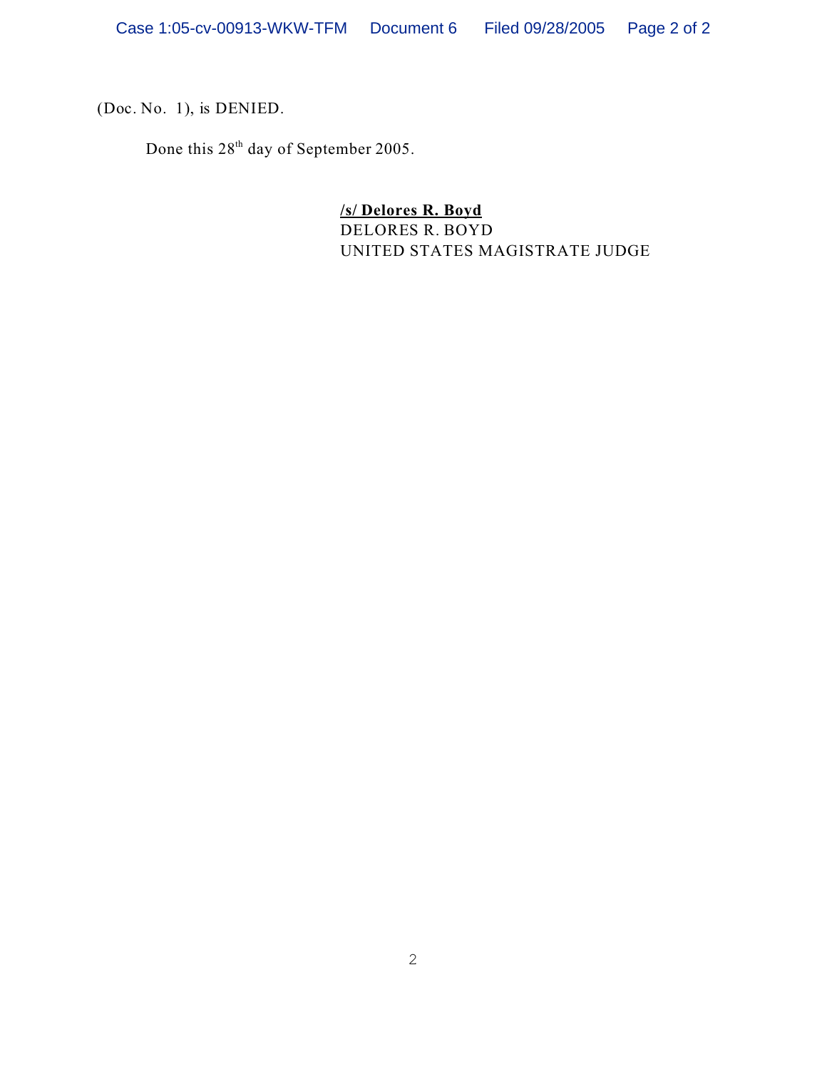(Doc. No. 1), is DENIED.

Done this 28th day of September 2005.

**/s/ Delores R. Boyd**
DELORES R. BOYD
UNITED STATES MAGISTRATE JUDGE